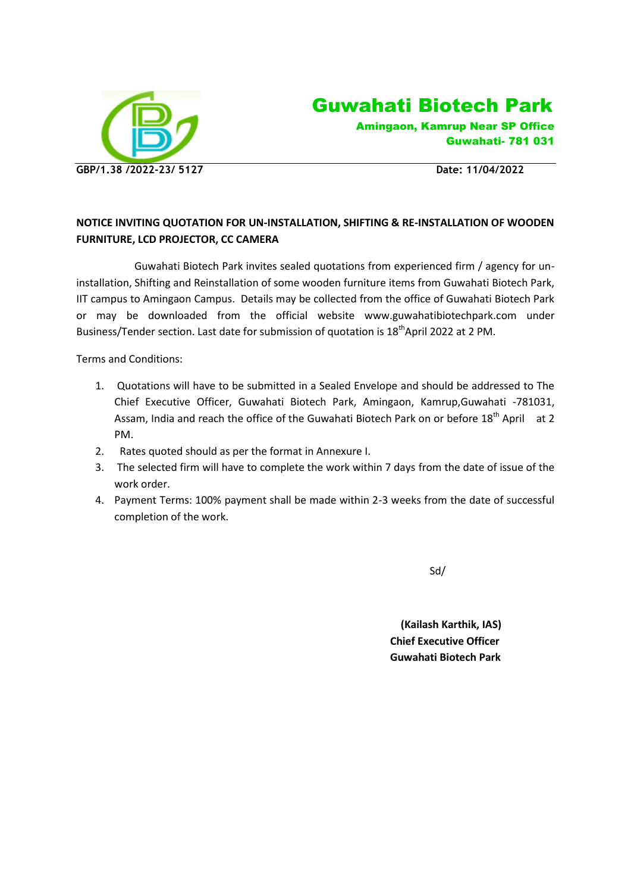# Guwahati Biotech Park

**Amingaon, Kamrup Near SP Office**
**Guwahati- 781 031**

**GBP/1.38 /2022-23/ 5127** **Date: 11/04/2022**

**NOTICE INVITING QUOTATION FOR UN-INSTALLATION, SHIFTING & RE-INSTALLATION OF WOODEN FURNITURE, LCD PROJECTOR, CC CAMERA**

Guwahati Biotech Park invites sealed quotations from experienced firm / agency for un-installation, Shifting and Reinstallation of some wooden furniture items from Guwahati Biotech Park, IIT campus to Amingaon Campus. Details may be collected from the office of Guwahati Biotech Park or may be downloaded from the official website www.guwahatibiotechpark.com under Business/Tender section. Last date for submission of quotation is 18th April 2022 at 2 PM.

Terms and Conditions:

1. Quotations will have to be submitted in a Sealed Envelope and should be addressed to The Chief Executive Officer, Guwahati Biotech Park, Amingaon, Kamrup,Guwahati -781031, Assam, India and reach the office of the Guwahati Biotech Park on or before 18th April at 2 PM.
2. Rates quoted should as per the format in Annexure I.
3. The selected firm will have to complete the work within 7 days from the date of issue of the work order.
4. Payment Terms: 100% payment shall be made within 2-3 weeks from the date of successful completion of the work.

Sd/

**(Kailash Karthik, IAS)**
**Chief Executive Officer**
**Guwahati Biotech Park**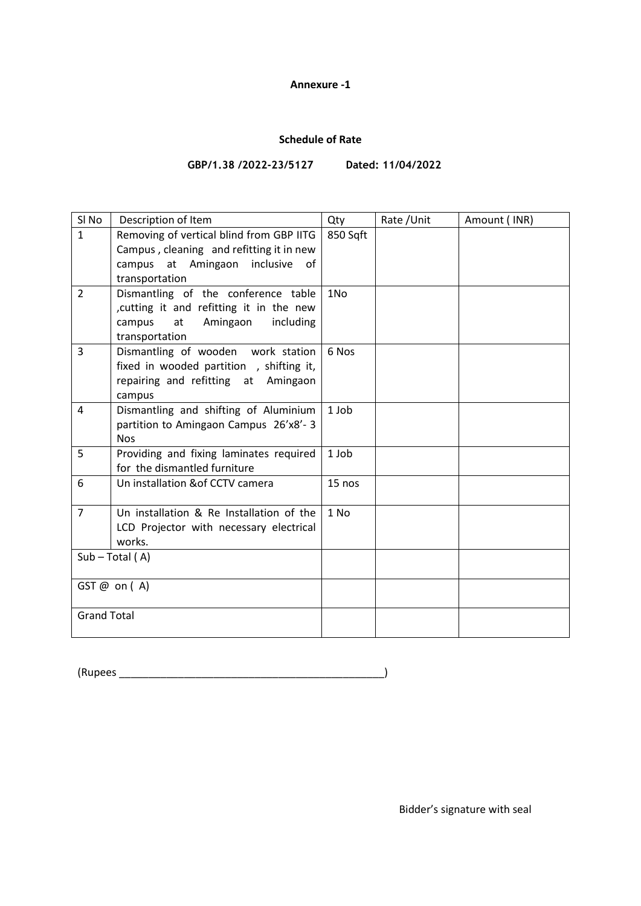**Annexure -1**

**Schedule of Rate**

**GBP/1.38 /2022-23/5127 Dated: 11/04/2022**

| Sl No | Description of Item | Qty | Rate /Unit | Amount ( INR) |
|---|---|---|---|---|
| 1 | Removing of vertical blind from GBP IITG Campus , cleaning and refitting it in new campus at Amingaon inclusive of transportation | 850 Sqft | | |
| 2 | Dismantling of the conference table ,cutting it and refitting it in the new campus at Amingaon including transportation | 1No | | |
| 3 | Dismantling of wooden work station fixed in wooded partition , shifting it, repairing and refitting at Amingaon campus | 6 Nos | | |
| 4 | Dismantling and shifting of Aluminium partition to Amingaon Campus 26'x8'- 3 Nos | 1 Job | | |
| 5 | Providing and fixing laminates required for the dismantled furniture | 1 Job | | |
| 6 | Un installation &of CCTV camera | 15 nos | | |
| 7 | Un installation & Re Installation of the LCD Projector with necessary electrical works. | 1 No | | |
| Sub – Total ( A) | | | | |
| GST @ on ( A) | | | | |
| Grand Total | | | | |

(Rupees ______________________________________________)

Bidder's signature with seal